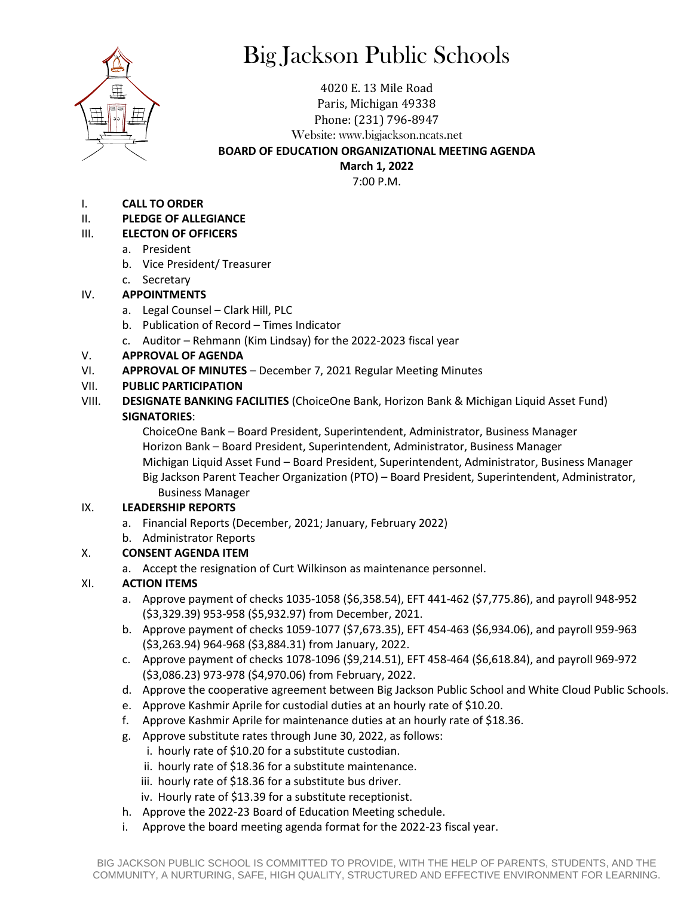# Big Jackson Public Schools

4020 E. 13 Mile Road
Paris, Michigan 49338
Phone: (231) 796-8947
Website: www.bigjackson.ncats.net

**BOARD OF EDUCATION ORGANIZATIONAL MEETING AGENDA**
**March 1, 2022**
7:00 P.M.

I. **CALL TO ORDER**

II. **PLEDGE OF ALLEGIANCE**

III. **ELECTON OF OFFICERS**
   a. President
   b. Vice President/ Treasurer
   c. Secretary

IV. **APPOINTMENTS**
   a. Legal Counsel – Clark Hill, PLC
   b. Publication of Record – Times Indicator
   c. Auditor – Rehmann (Kim Lindsay) for the 2022-2023 fiscal year

V. **APPROVAL OF AGENDA**

VI. **APPROVAL OF MINUTES** – December 7, 2021 Regular Meeting Minutes

VII. **PUBLIC PARTICIPATION**

VIII. **DESIGNATE BANKING FACILITIES** (ChoiceOne Bank, Horizon Bank & Michigan Liquid Asset Fund)
**SIGNATORIES**:
   ChoiceOne Bank – Board President, Superintendent, Administrator, Business Manager
   Horizon Bank – Board President, Superintendent, Administrator, Business Manager
   Michigan Liquid Asset Fund – Board President, Superintendent, Administrator, Business Manager
   Big Jackson Parent Teacher Organization (PTO) – Board President, Superintendent, Administrator, Business Manager

IX. **LEADERSHIP REPORTS**
   a. Financial Reports (December, 2021; January, February 2022)
   b. Administrator Reports

X. **CONSENT AGENDA ITEM**
   a. Accept the resignation of Curt Wilkinson as maintenance personnel.

XI. **ACTION ITEMS**
   a. Approve payment of checks 1035-1058 ($6,358.54), EFT 441-462 ($7,775.86), and payroll 948-952 ($3,329.39) 953-958 ($5,932.97) from December, 2021.
   b. Approve payment of checks 1059-1077 ($7,673.35), EFT 454-463 ($6,934.06), and payroll 959-963 ($3,263.94) 964-968 ($3,884.31) from January, 2022.
   c. Approve payment of checks 1078-1096 ($9,214.51), EFT 458-464 ($6,618.84), and payroll 969-972 ($3,086.23) 973-978 ($4,970.06) from February, 2022.
   d. Approve the cooperative agreement between Big Jackson Public School and White Cloud Public Schools.
   e. Approve Kashmir Aprile for custodial duties at an hourly rate of $10.20.
   f. Approve Kashmir Aprile for maintenance duties at an hourly rate of $18.36.
   g. Approve substitute rates through June 30, 2022, as follows:
      i. hourly rate of $10.20 for a substitute custodian.
      ii. hourly rate of $18.36 for a substitute maintenance.
      iii. hourly rate of $18.36 for a substitute bus driver.
      iv. Hourly rate of $13.39 for a substitute receptionist.
   h. Approve the 2022-23 Board of Education Meeting schedule.
   i. Approve the board meeting agenda format for the 2022-23 fiscal year.

BIG JACKSON PUBLIC SCHOOL IS COMMITTED TO PROVIDE, WITH THE HELP OF PARENTS, STUDENTS, AND THE COMMUNITY, A NURTURING, SAFE, HIGH QUALITY, STRUCTURED AND EFFECTIVE ENVIRONMENT FOR LEARNING.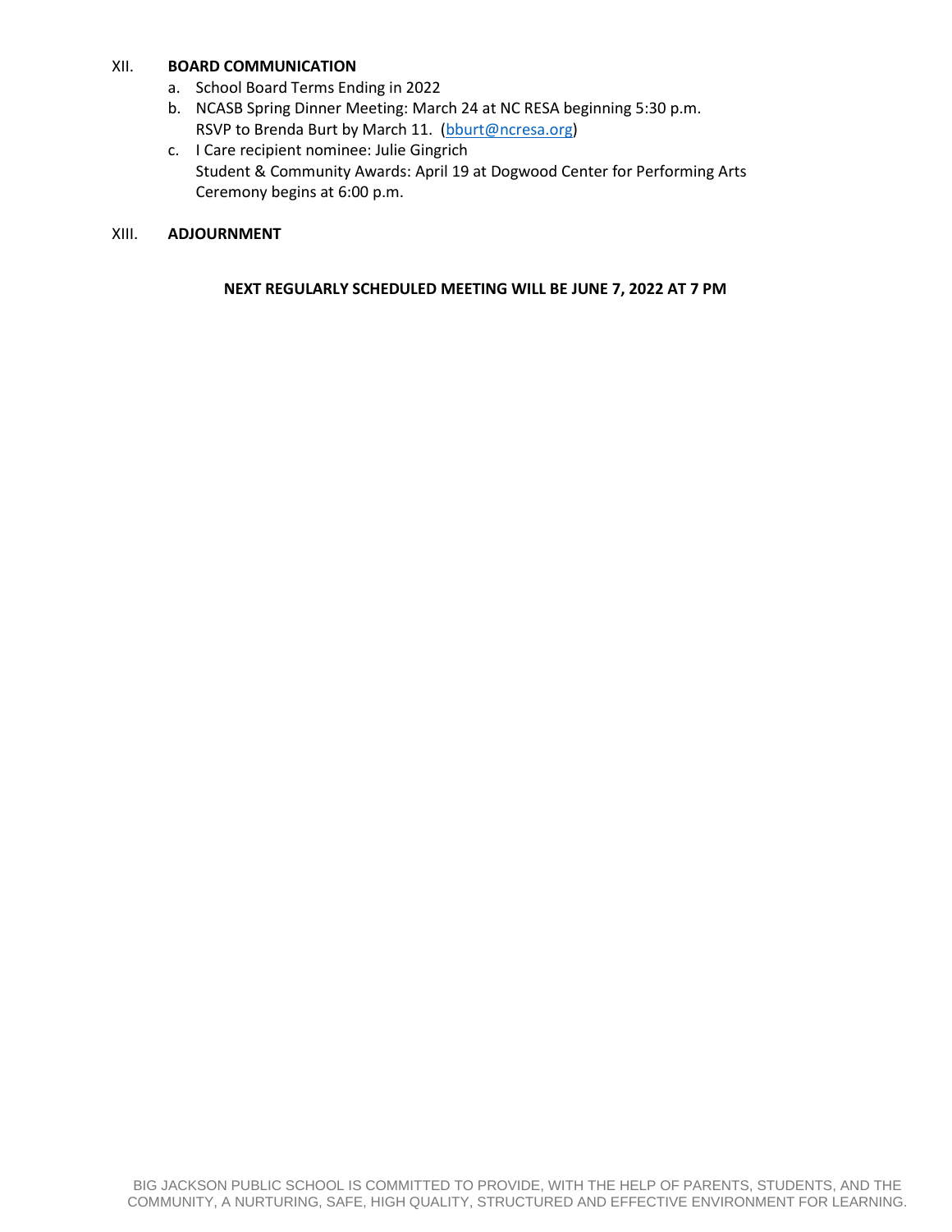XII. **BOARD COMMUNICATION**

a. School Board Terms Ending in 2022
b. NCASB Spring Dinner Meeting: March 24 at NC RESA beginning 5:30 p.m.
   RSVP to Brenda Burt by March 11. (bburt@ncresa.org)
c. I Care recipient nominee: Julie Gingrich
   Student & Community Awards: April 19 at Dogwood Center for Performing Arts
   Ceremony begins at 6:00 p.m.

XIII. **ADJOURNMENT**

**NEXT REGULARLY SCHEDULED MEETING WILL BE JUNE 7, 2022 AT 7 PM**

BIG JACKSON PUBLIC SCHOOL IS COMMITTED TO PROVIDE, WITH THE HELP OF PARENTS, STUDENTS, AND THE COMMUNITY, A NURTURING, SAFE, HIGH QUALITY, STRUCTURED AND EFFECTIVE ENVIRONMENT FOR LEARNING.